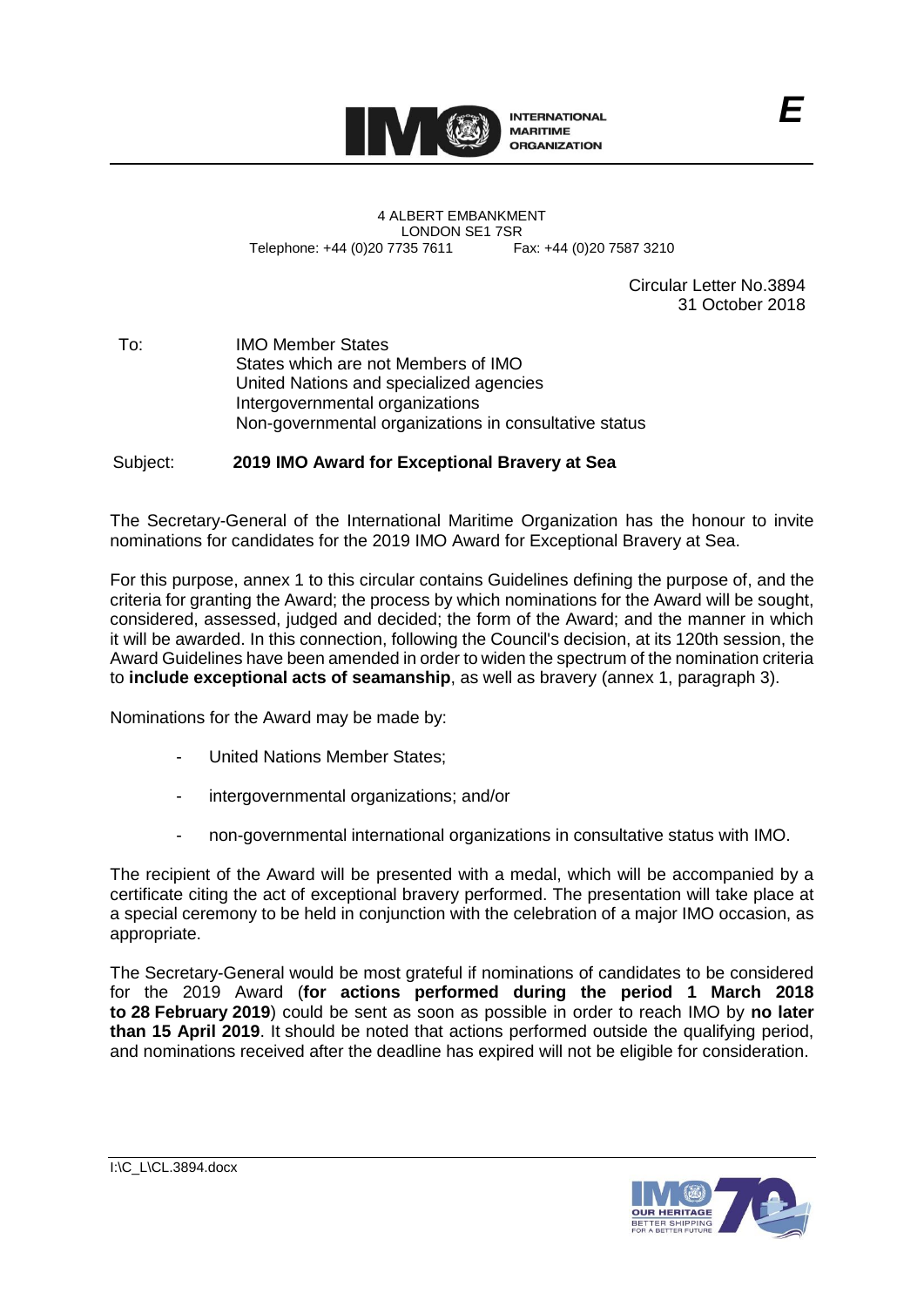INTERNATIONAL MARITIME ORGANIZATION

E

4 ALBERT EMBANKMENT
LONDON SE1 7SR
Telephone: +44 (0)20 7735 7611 Fax: +44 (0)20 7587 3210

Circular Letter No.3894
31 October 2018

To: IMO Member States
States which are not Members of IMO
United Nations and specialized agencies
Intergovernmental organizations
Non-governmental organizations in consultative status

Subject: **2019 IMO Award for Exceptional Bravery at Sea**

The Secretary-General of the International Maritime Organization has the honour to invite nominations for candidates for the 2019 IMO Award for Exceptional Bravery at Sea.

For this purpose, annex 1 to this circular contains Guidelines defining the purpose of, and the criteria for granting the Award; the process by which nominations for the Award will be sought, considered, assessed, judged and decided; the form of the Award; and the manner in which it will be awarded. In this connection, following the Council's decision, at its 120th session, the Award Guidelines have been amended in order to widen the spectrum of the nomination criteria to **include exceptional acts of seamanship**, as well as bravery (annex 1, paragraph 3).

Nominations for the Award may be made by:

- United Nations Member States;
- intergovernmental organizations; and/or
- non-governmental international organizations in consultative status with IMO.

The recipient of the Award will be presented with a medal, which will be accompanied by a certificate citing the act of exceptional bravery performed. The presentation will take place at a special ceremony to be held in conjunction with the celebration of a major IMO occasion, as appropriate.

The Secretary-General would be most grateful if nominations of candidates to be considered for the 2019 Award (**for actions performed during the period 1 March 2018 to 28 February 2019**) could be sent as soon as possible in order to reach IMO by **no later than 15 April 2019**. It should be noted that actions performed outside the qualifying period, and nominations received after the deadline has expired will not be eligible for consideration.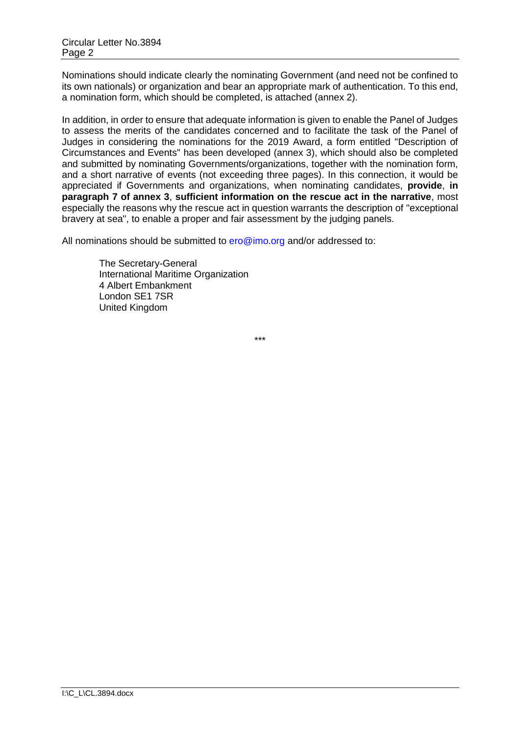Nominations should indicate clearly the nominating Government (and need not be confined to its own nationals) or organization and bear an appropriate mark of authentication. To this end, a nomination form, which should be completed, is attached (annex 2).

In addition, in order to ensure that adequate information is given to enable the Panel of Judges to assess the merits of the candidates concerned and to facilitate the task of the Panel of Judges in considering the nominations for the 2019 Award, a form entitled "Description of Circumstances and Events" has been developed (annex 3), which should also be completed and submitted by nominating Governments/organizations, together with the nomination form, and a short narrative of events (not exceeding three pages). In this connection, it would be appreciated if Governments and organizations, when nominating candidates, **provide**, **in paragraph 7 of annex 3**, **sufficient information on the rescue act in the narrative**, most especially the reasons why the rescue act in question warrants the description of "exceptional bravery at sea", to enable a proper and fair assessment by the judging panels.

All nominations should be submitted to ero@imo.org and/or addressed to:

> The Secretary-General
> International Maritime Organization
> 4 Albert Embankment
> London SE1 7SR
> United Kingdom

\*\*\*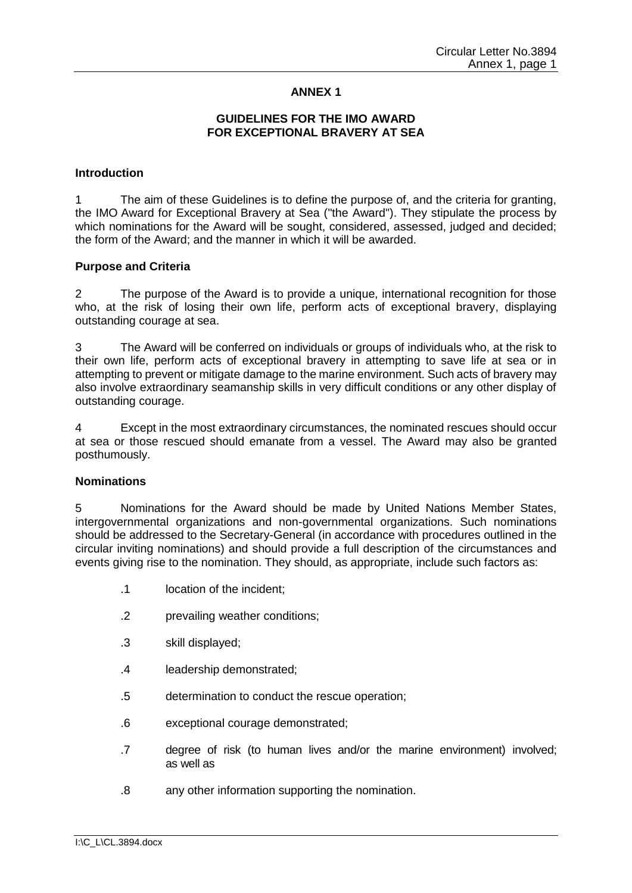## ANNEX 1

### GUIDELINES FOR THE IMO AWARD FOR EXCEPTIONAL BRAVERY AT SEA

**Introduction**

1 The aim of these Guidelines is to define the purpose of, and the criteria for granting, the IMO Award for Exceptional Bravery at Sea ("the Award"). They stipulate the process by which nominations for the Award will be sought, considered, assessed, judged and decided; the form of the Award; and the manner in which it will be awarded.

**Purpose and Criteria**

2 The purpose of the Award is to provide a unique, international recognition for those who, at the risk of losing their own life, perform acts of exceptional bravery, displaying outstanding courage at sea.

3 The Award will be conferred on individuals or groups of individuals who, at the risk to their own life, perform acts of exceptional bravery in attempting to save life at sea or in attempting to prevent or mitigate damage to the marine environment. Such acts of bravery may also involve extraordinary seamanship skills in very difficult conditions or any other display of outstanding courage.

4 Except in the most extraordinary circumstances, the nominated rescues should occur at sea or those rescued should emanate from a vessel. The Award may also be granted posthumously.

**Nominations**

5 Nominations for the Award should be made by United Nations Member States, intergovernmental organizations and non-governmental organizations. Such nominations should be addressed to the Secretary-General (in accordance with procedures outlined in the circular inviting nominations) and should provide a full description of the circumstances and events giving rise to the nomination. They should, as appropriate, include such factors as:

- .1 location of the incident;
- .2 prevailing weather conditions;
- .3 skill displayed;
- .4 leadership demonstrated;
- .5 determination to conduct the rescue operation;
- .6 exceptional courage demonstrated;
- .7 degree of risk (to human lives and/or the marine environment) involved; as well as
- .8 any other information supporting the nomination.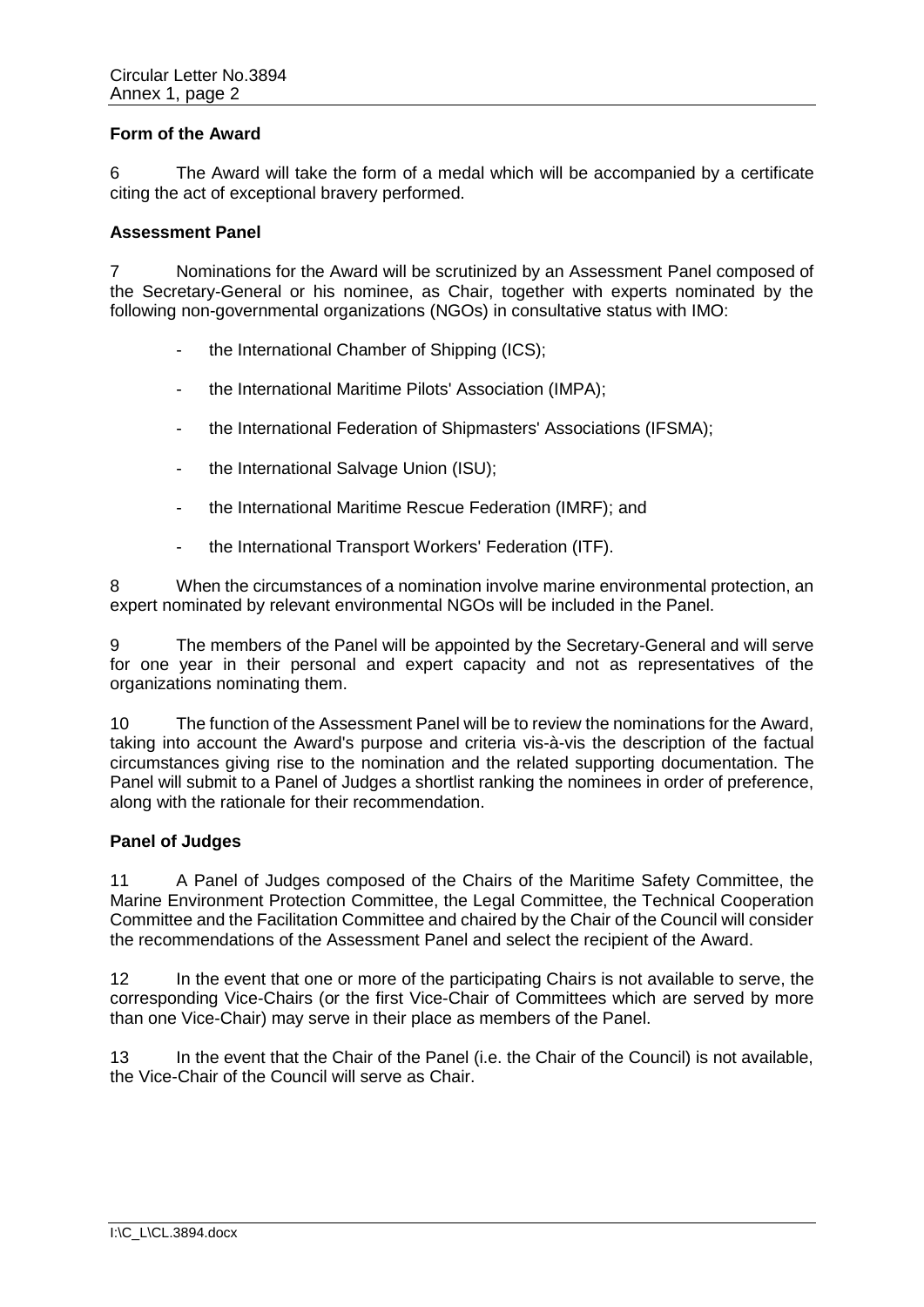**Form of the Award**

6 The Award will take the form of a medal which will be accompanied by a certificate citing the act of exceptional bravery performed.

**Assessment Panel**

7 Nominations for the Award will be scrutinized by an Assessment Panel composed of the Secretary-General or his nominee, as Chair, together with experts nominated by the following non-governmental organizations (NGOs) in consultative status with IMO:

- the International Chamber of Shipping (ICS);
- the International Maritime Pilots' Association (IMPA);
- the International Federation of Shipmasters' Associations (IFSMA);
- the International Salvage Union (ISU);
- the International Maritime Rescue Federation (IMRF); and
- the International Transport Workers' Federation (ITF).

8 When the circumstances of a nomination involve marine environmental protection, an expert nominated by relevant environmental NGOs will be included in the Panel.

9 The members of the Panel will be appointed by the Secretary-General and will serve for one year in their personal and expert capacity and not as representatives of the organizations nominating them.

10 The function of the Assessment Panel will be to review the nominations for the Award, taking into account the Award's purpose and criteria vis-à-vis the description of the factual circumstances giving rise to the nomination and the related supporting documentation. The Panel will submit to a Panel of Judges a shortlist ranking the nominees in order of preference, along with the rationale for their recommendation.

**Panel of Judges**

11 A Panel of Judges composed of the Chairs of the Maritime Safety Committee, the Marine Environment Protection Committee, the Legal Committee, the Technical Cooperation Committee and the Facilitation Committee and chaired by the Chair of the Council will consider the recommendations of the Assessment Panel and select the recipient of the Award.

12 In the event that one or more of the participating Chairs is not available to serve, the corresponding Vice-Chairs (or the first Vice-Chair of Committees which are served by more than one Vice-Chair) may serve in their place as members of the Panel.

13 In the event that the Chair of the Panel (i.e. the Chair of the Council) is not available, the Vice-Chair of the Council will serve as Chair.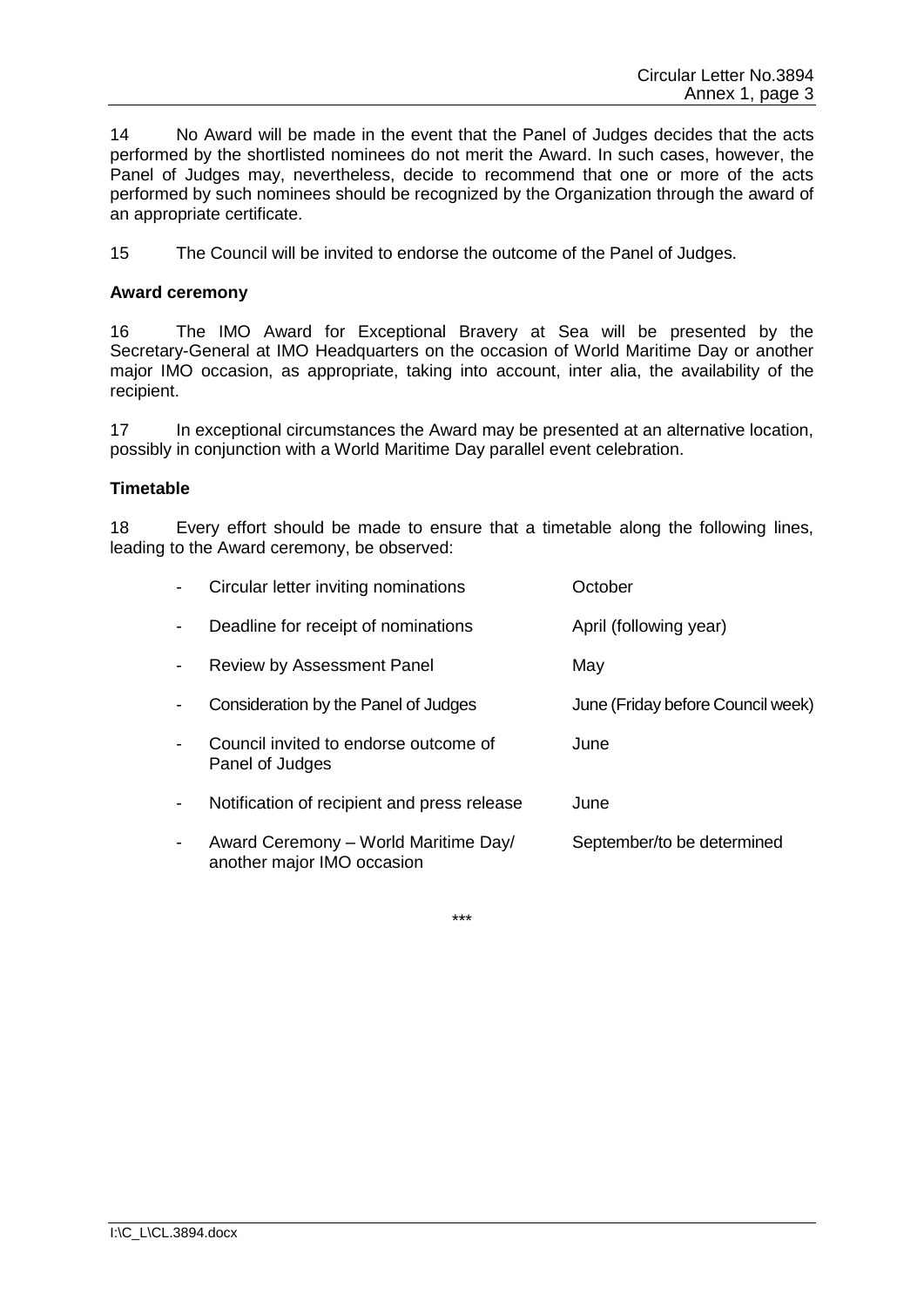14 No Award will be made in the event that the Panel of Judges decides that the acts performed by the shortlisted nominees do not merit the Award. In such cases, however, the Panel of Judges may, nevertheless, decide to recommend that one or more of the acts performed by such nominees should be recognized by the Organization through the award of an appropriate certificate.

15 The Council will be invited to endorse the outcome of the Panel of Judges.

**Award ceremony**

16 The IMO Award for Exceptional Bravery at Sea will be presented by the Secretary-General at IMO Headquarters on the occasion of World Maritime Day or another major IMO occasion, as appropriate, taking into account, inter alia, the availability of the recipient.

17 In exceptional circumstances the Award may be presented at an alternative location, possibly in conjunction with a World Maritime Day parallel event celebration.

**Timetable**

18 Every effort should be made to ensure that a timetable along the following lines, leading to the Award ceremony, be observed:

| | |
|---|---|
| - Circular letter inviting nominations | October |
| - Deadline for receipt of nominations | April (following year) |
| - Review by Assessment Panel | May |
| - Consideration by the Panel of Judges | June (Friday before Council week) |
| - Council invited to endorse outcome of Panel of Judges | June |
| - Notification of recipient and press release | June |
| - Award Ceremony – World Maritime Day/ another major IMO occasion | September/to be determined |

\*\*\*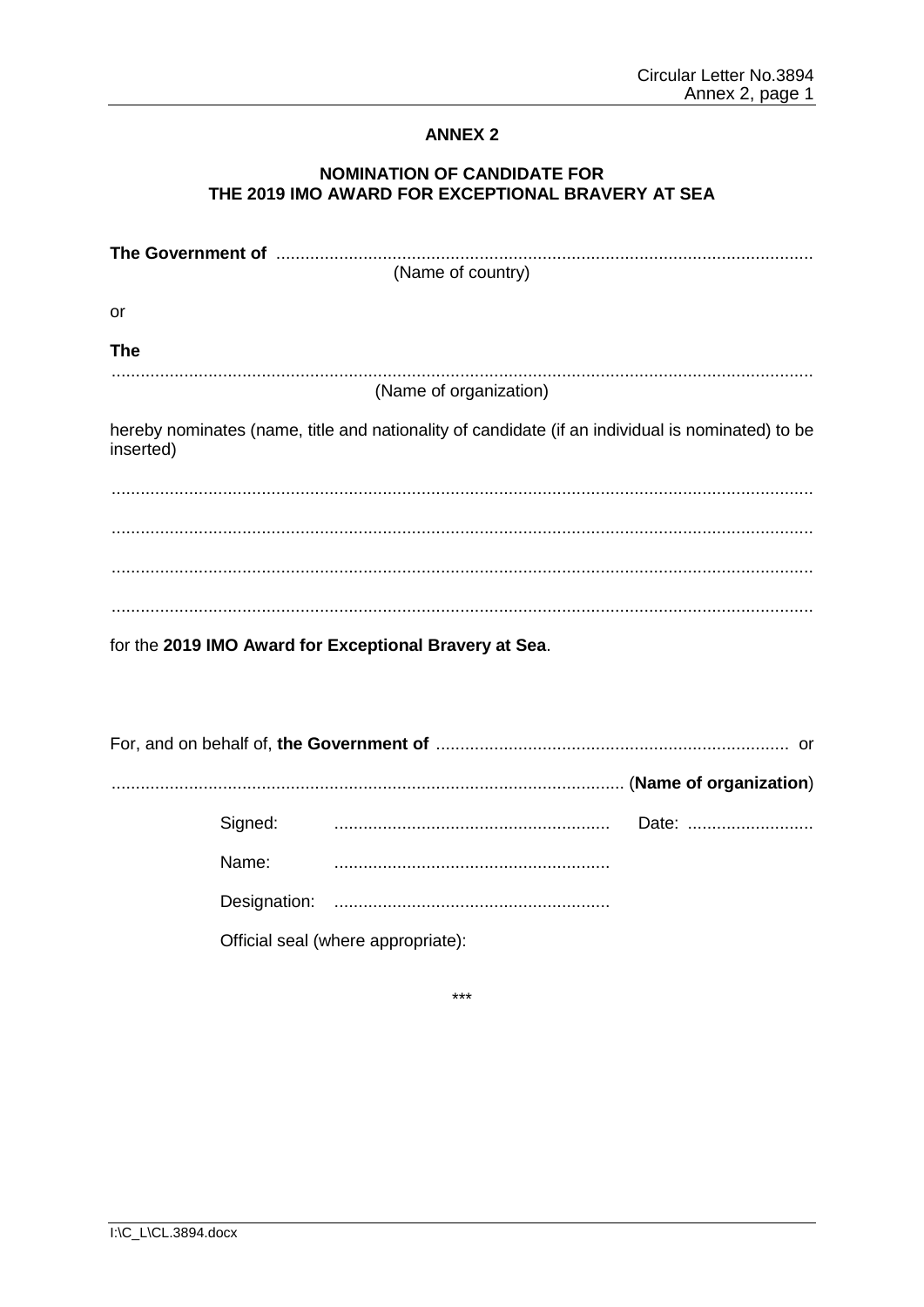**ANNEX 2**

**NOMINATION OF CANDIDATE FOR THE 2019 IMO AWARD FOR EXCEPTIONAL BRAVERY AT SEA**

**The Government of** .............................................................................................................
(Name of country)

or

**The**
...............................................................................................................................................
(Name of organization)

hereby nominates (name, title and nationality of candidate (if an individual is nominated) to be inserted)

...............................................................................................................................................

...............................................................................................................................................

...............................................................................................................................................

...............................................................................................................................................

for the **2019 IMO Award for Exceptional Bravery at Sea**.

For, and on behalf of, **the Government of** ........................................................................ or

......................................................................................................... (**Name of organization**)

Signed: ......................................................... Date: ..........................

Name: .........................................................

Designation: .........................................................

Official seal (where appropriate):

\*\*\*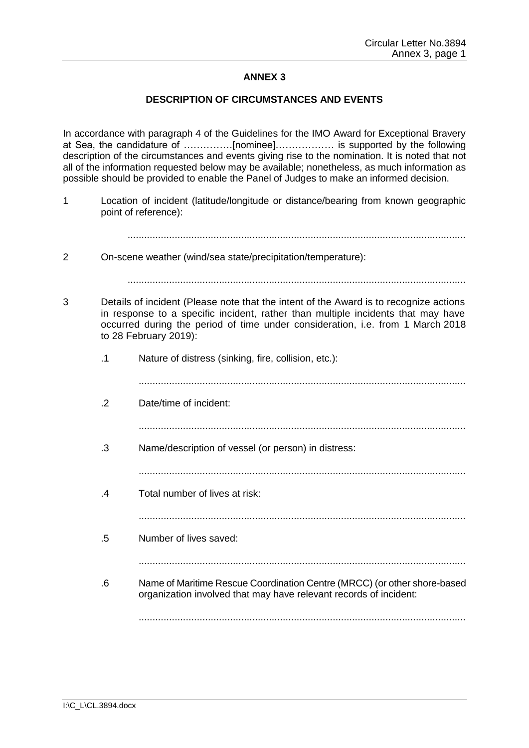## ANNEX 3

### DESCRIPTION OF CIRCUMSTANCES AND EVENTS

In accordance with paragraph 4 of the Guidelines for the IMO Award for Exceptional Bravery at Sea, the candidature of ……………[nominee]……………… is supported by the following description of the circumstances and events giving rise to the nomination. It is noted that not all of the information requested below may be available; nonetheless, as much information as possible should be provided to enable the Panel of Judges to make an informed decision.

1 Location of incident (latitude/longitude or distance/bearing from known geographic point of reference):

..........................................................................................................................

2 On-scene weather (wind/sea state/precipitation/temperature):

..........................................................................................................................

3 Details of incident (Please note that the intent of the Award is to recognize actions in response to a specific incident, rather than multiple incidents that may have occurred during the period of time under consideration, i.e. from 1 March 2018 to 28 February 2019):

.1 Nature of distress (sinking, fire, collision, etc.):

......................................................................................................................

.2 Date/time of incident:

......................................................................................................................

.3 Name/description of vessel (or person) in distress:

......................................................................................................................

.4 Total number of lives at risk:

......................................................................................................................

.5 Number of lives saved:

......................................................................................................................

.6 Name of Maritime Rescue Coordination Centre (MRCC) (or other shore-based organization involved that may have relevant records of incident:

......................................................................................................................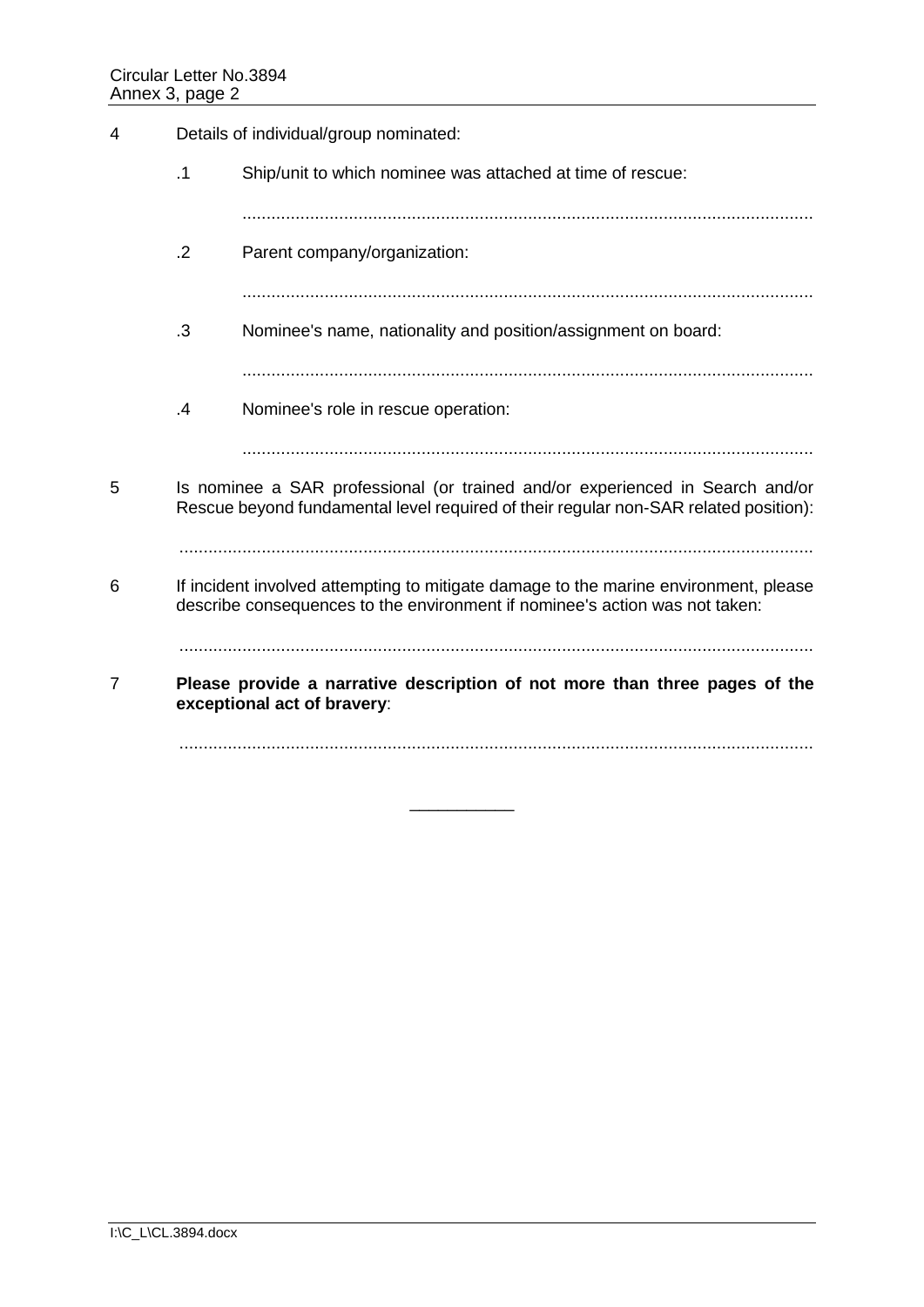4 Details of individual/group nominated:

.1 Ship/unit to which nominee was attached at time of rescue:

.....................................................................................................................

.2 Parent company/organization:

.....................................................................................................................

.3 Nominee's name, nationality and position/assignment on board:

.....................................................................................................................

.4 Nominee's role in rescue operation:

.....................................................................................................................

5 Is nominee a SAR professional (or trained and/or experienced in Search and/or Rescue beyond fundamental level required of their regular non-SAR related position):

.....................................................................................................................

6 If incident involved attempting to mitigate damage to the marine environment, please describe consequences to the environment if nominee's action was not taken:

.....................................................................................................................

7 **Please provide a narrative description of not more than three pages of the exceptional act of bravery**:

.....................................................................................................................

\_\_\_\_\_\_\_\_\_\_\_